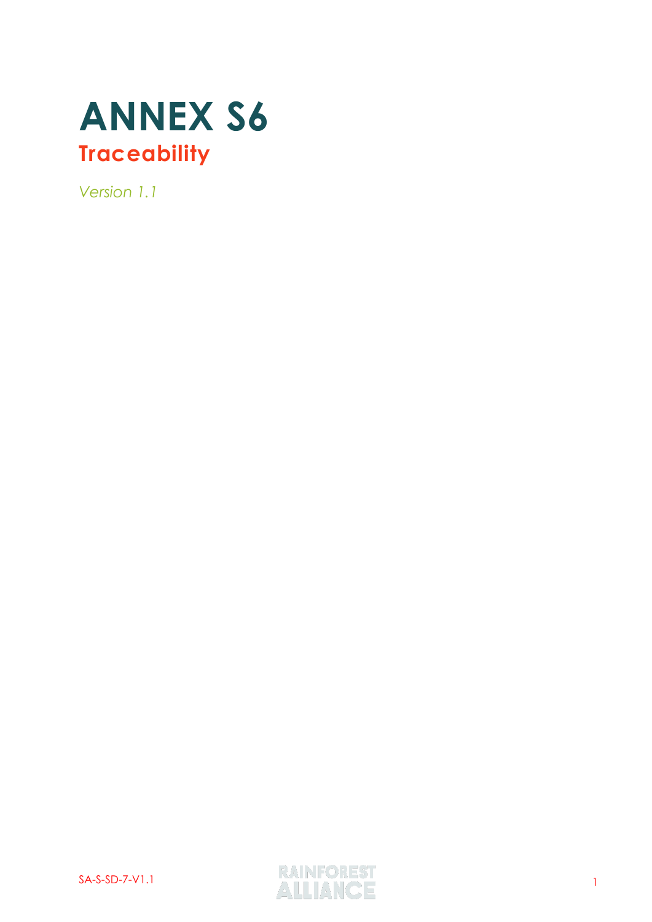# ANNEX S6

## Traceability

*Version 1.1*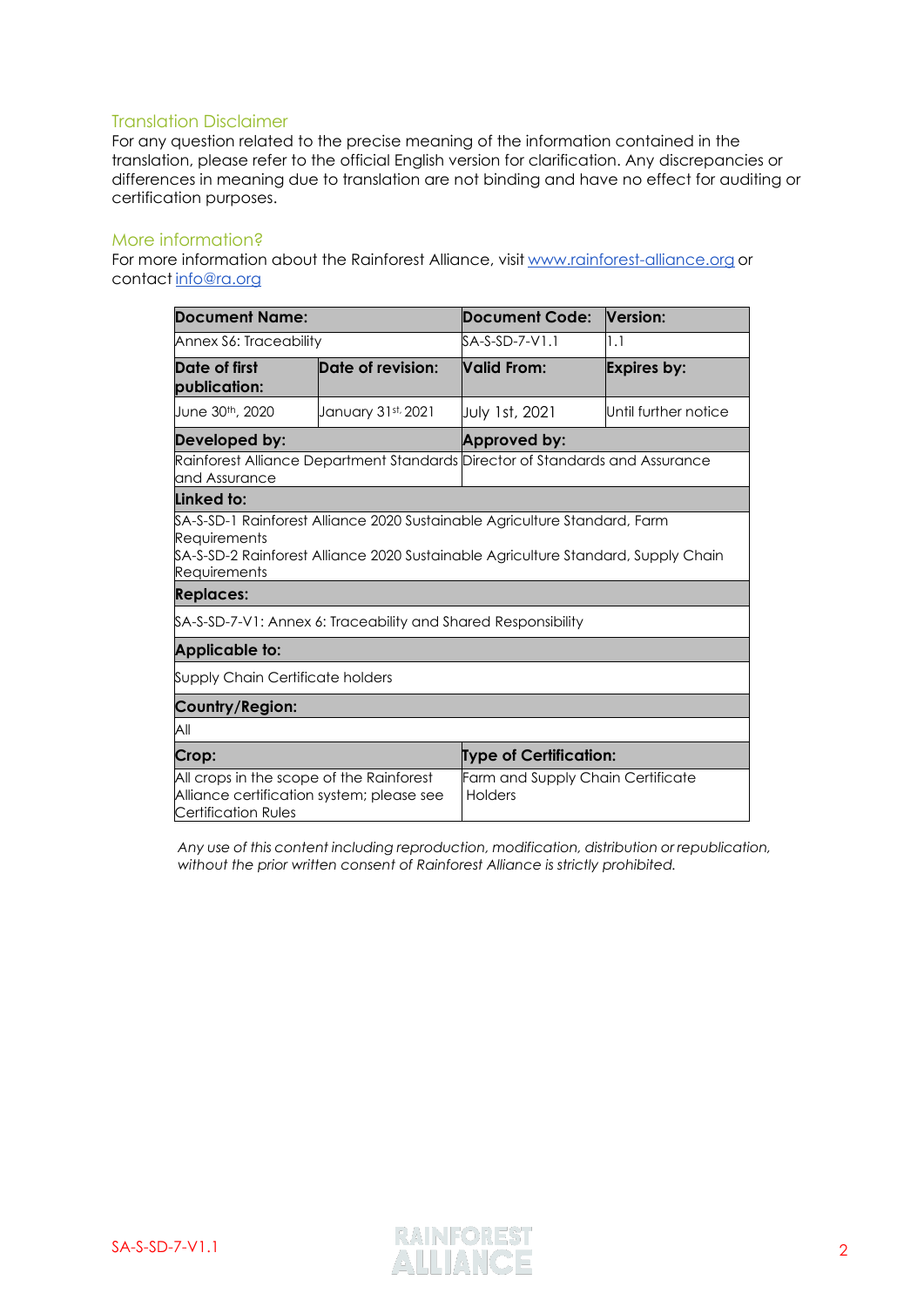## Translation Disclaimer

For any question related to the precise meaning of the information contained in the translation, please refer to the official English version for clarification. Any discrepancies or differences in meaning due to translation are not binding and have no effect for auditing or certification purposes.

## More information?

For more information about the Rainforest Alliance, visit [www.rainforest-alliance.org](www.rainforest-alliance.org) or contact [info@ra.org](mailto:info@ra.org)

| **Document Name:** | | **Document Code:** | **Version:** |
|---|---|---|---|
| Annex S6: Traceability | | SA-S-SD-7-V1.1 | 1.1 |
| **Date of first publication:** | **Date of revision:** | **Valid From:** | **Expires by:** |
| June 30th, 2020 | January 31st, 2021 | July 1st, 2021 | Until further notice |
| **Developed by:** | | **Approved by:** | |
| Rainforest Alliance Department Standards and Assurance | | Director of Standards and Assurance | |
| **Linked to:** | | | |
| SA-S-SD-1 Rainforest Alliance 2020 Sustainable Agriculture Standard, Farm Requirements<br>SA-S-SD-2 Rainforest Alliance 2020 Sustainable Agriculture Standard, Supply Chain Requirements | | | |
| **Replaces:** | | | |
| SA-S-SD-7-V1: Annex 6: Traceability and Shared Responsibility | | | |
| **Applicable to:** | | | |
| Supply Chain Certificate holders | | | |
| **Country/Region:** | | | |
| All | | | |
| **Crop:** | | **Type of Certification:** | |
| All crops in the scope of the Rainforest Alliance certification system; please see Certification Rules | | Farm and Supply Chain Certificate Holders | |

*Any use of this content including reproduction, modification, distribution or republication, without the prior written consent of Rainforest Alliance is strictly prohibited.*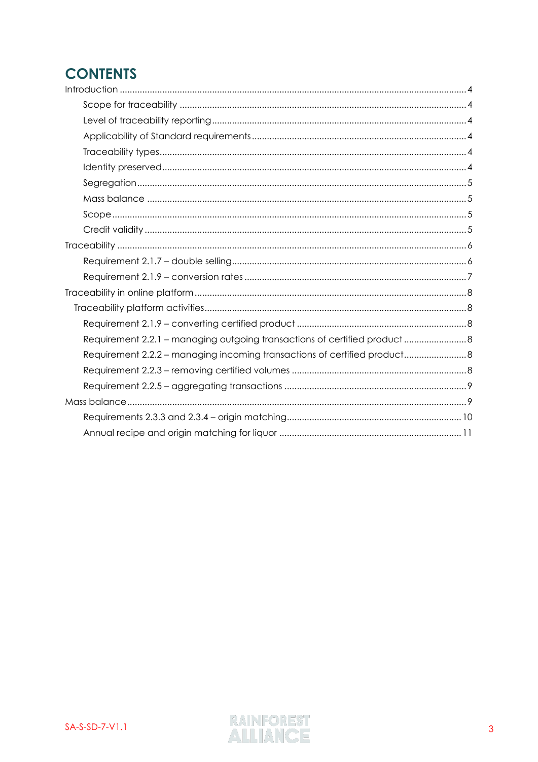# CONTENTS

Introduction ..... 4
- Scope for traceability ..... 4
- Level of traceability reporting ..... 4
- Applicability of Standard requirements ..... 4
- Traceability types ..... 4
- Identity preserved ..... 4
- Segregation ..... 5
- Mass balance ..... 5
- Scope ..... 5
- Credit validity ..... 5

Traceability ..... 6
- Requirement 2.1.7 – double selling ..... 6
- Requirement 2.1.9 – conversion rates ..... 7

Traceability in online platform ..... 8
- Traceability platform activities ..... 8
  - Requirement 2.1.9 – converting certified product ..... 8
  - Requirement 2.2.1 – managing outgoing transactions of certified product ..... 8
  - Requirement 2.2.2 – managing incoming transactions of certified product ..... 8
  - Requirement 2.2.3 – removing certified volumes ..... 8
  - Requirement 2.2.5 – aggregating transactions ..... 9

Mass balance ..... 9
- Requirements 2.3.3 and 2.3.4 – origin matching ..... 10
- Annual recipe and origin matching for liquor ..... 11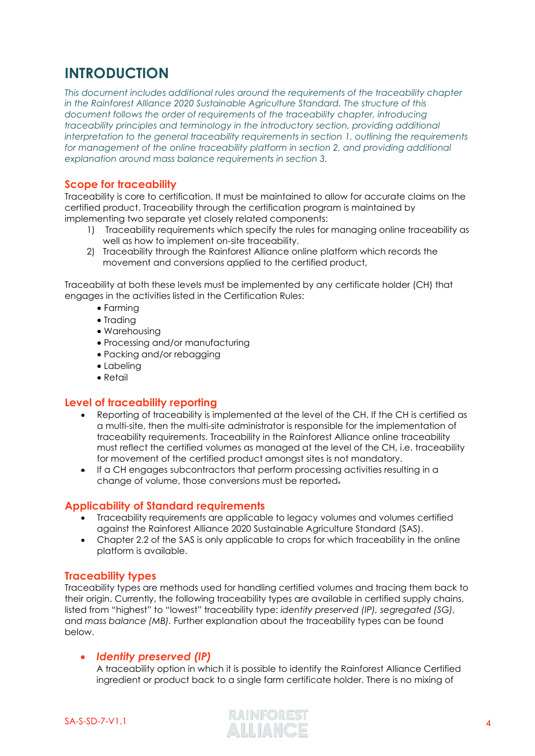# INTRODUCTION

*This document includes additional rules around the requirements of the traceability chapter in the Rainforest Alliance 2020 Sustainable Agriculture Standard. The structure of this document follows the order of requirements of the traceability chapter, introducing traceability principles and terminology in the introductory section, providing additional interpretation to the general traceability requirements in section 1, outlining the requirements for management of the online traceability platform in section 2, and providing additional explanation around mass balance requirements in section 3.*

## Scope for traceability

Traceability is core to certification. It must be maintained to allow for accurate claims on the certified product. Traceability through the certification program is maintained by implementing two separate yet closely related components:

1) Traceability requirements which specify the rules for managing online traceability as well as how to implement on-site traceability.
2) Traceability through the Rainforest Alliance online platform which records the movement and conversions applied to the certified product,

Traceability at both these levels must be implemented by any certificate holder (CH) that engages in the activities listed in the Certification Rules:

- Farming
- Trading
- Warehousing
- Processing and/or manufacturing
- Packing and/or rebagging
- Labeling
- Retail

## Level of traceability reporting

- Reporting of traceability is implemented at the level of the CH. If the CH is certified as a multi-site, then the multi-site administrator is responsible for the implementation of traceability requirements. Traceability in the Rainforest Alliance online traceability must reflect the certified volumes as managed at the level of the CH, i.e. traceability for movement of the certified product amongst sites is not mandatory.
- If a CH engages subcontractors that perform processing activities resulting in a change of volume, those conversions must be reported.

## Applicability of Standard requirements

- Traceability requirements are applicable to legacy volumes and volumes certified against the Rainforest Alliance 2020 Sustainable Agriculture Standard (SAS).
- Chapter 2.2 of the SAS is only applicable to crops for which traceability in the online platform is available.

## Traceability types

Traceability types are methods used for handling certified volumes and tracing them back to their origin. Currently, the following traceability types are available in certified supply chains, listed from "highest" to "lowest" traceability type: *identity preserved (IP), segregated (SG),* and *mass balance (MB).* Further explanation about the traceability types can be found below.

- ***Identity preserved (IP)***
  A traceability option in which it is possible to identify the Rainforest Alliance Certified ingredient or product back to a single farm certificate holder. There is no mixing of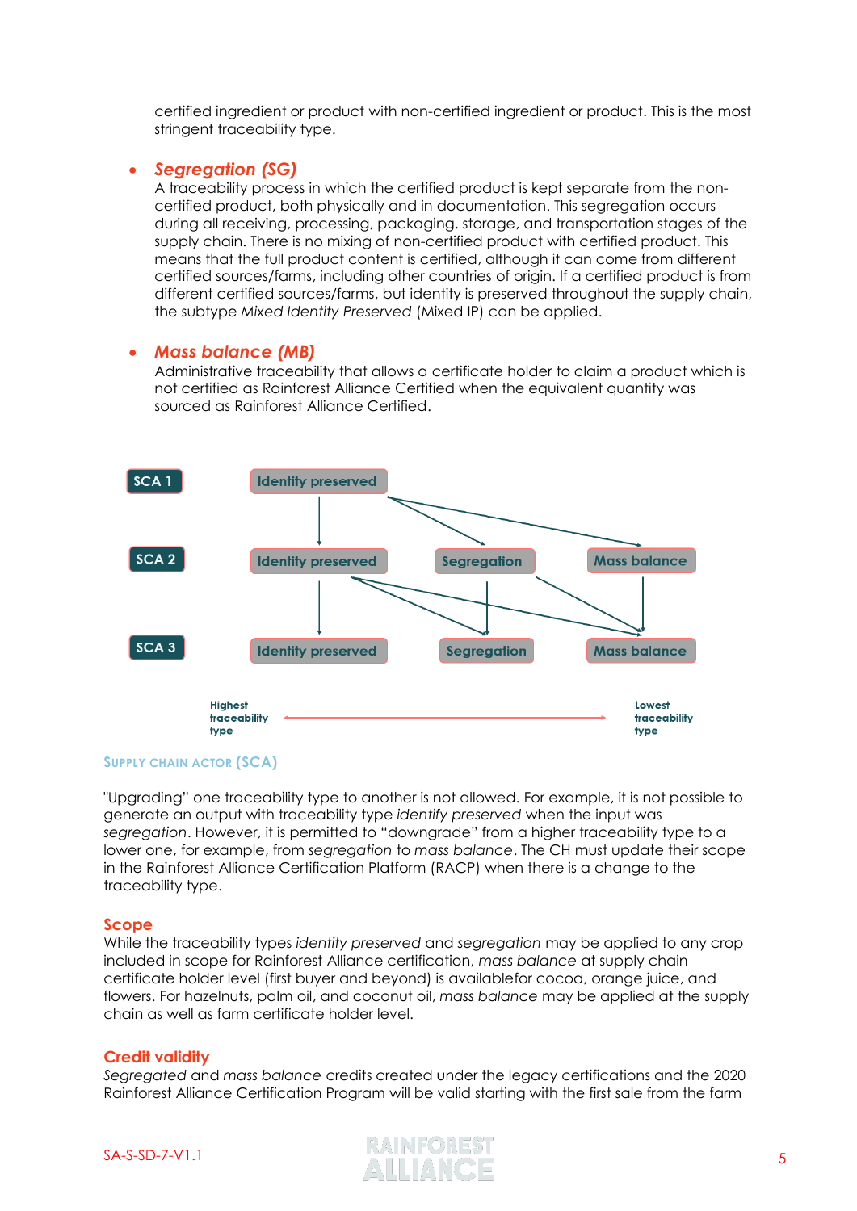certified ingredient or product with non-certified ingredient or product. This is the most stringent traceability type.

- ***Segregation (SG)***
  A traceability process in which the certified product is kept separate from the non-certified product, both physically and in documentation. This segregation occurs during all receiving, processing, packaging, storage, and transportation stages of the supply chain. There is no mixing of non-certified product with certified product. This means that the full product content is certified, although it can come from different certified sources/farms, including other countries of origin. If a certified product is from different certified sources/farms, but identity is preserved throughout the supply chain, the subtype *Mixed Identity Preserved* (Mixed IP) can be applied.

- ***Mass balance (MB)***
  Administrative traceability that allows a certificate holder to claim a product which is not certified as Rainforest Alliance Certified when the equivalent quantity was sourced as Rainforest Alliance Certified.

SCA 1: Identity preserved

SCA 2: Identity preserved | Segregation | Mass balance

SCA 3: Identity preserved | Segregation | Mass balance

Highest traceability type ⟷ Lowest traceability type

SUPPLY CHAIN ACTOR (SCA)

"Upgrading" one traceability type to another is not allowed. For example, it is not possible to generate an output with traceability type *identify preserved* when the input was *segregation*. However, it is permitted to "downgrade" from a higher traceability type to a lower one, for example, from *segregation* to *mass balance*. The CH must update their scope in the Rainforest Alliance Certification Platform (RACP) when there is a change to the traceability type.

## Scope

While the traceability types *identity preserved* and *segregation* may be applied to any crop included in scope for Rainforest Alliance certification, *mass balance* at supply chain certificate holder level (first buyer and beyond) is availablefor cocoa, orange juice, and flowers. For hazelnuts, palm oil, and coconut oil, *mass balance* may be applied at the supply chain as well as farm certificate holder level.

## Credit validity

*Segregated* and *mass balance* credits created under the legacy certifications and the 2020 Rainforest Alliance Certification Program will be valid starting with the first sale from the farm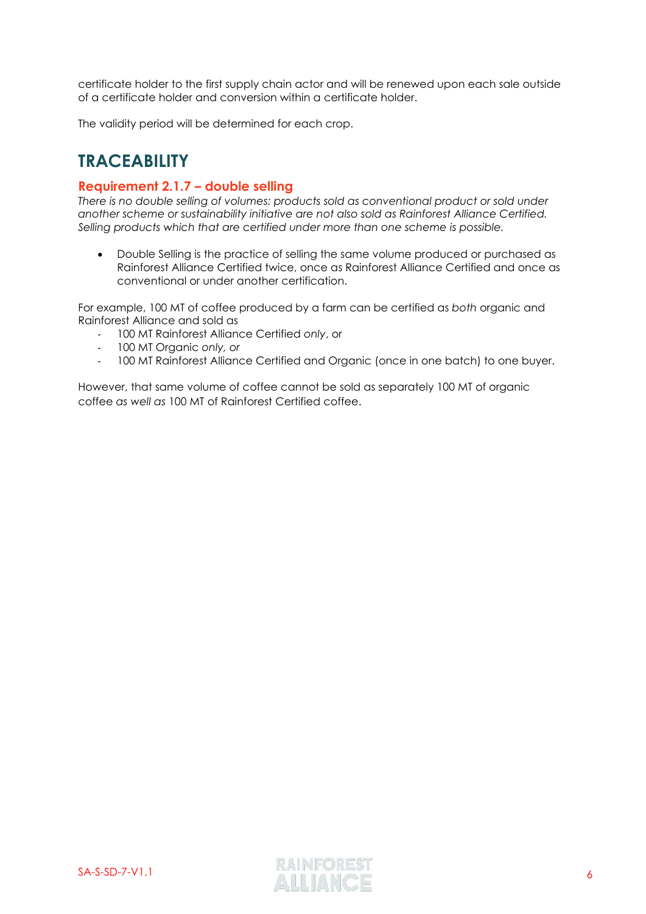certificate holder to the first supply chain actor and will be renewed upon each sale outside of a certificate holder and conversion within a certificate holder.

The validity period will be determined for each crop.

# TRACEABILITY

## Requirement 2.1.7 – double selling

*There is no double selling of volumes: products sold as conventional product or sold under another scheme or sustainability initiative are not also sold as Rainforest Alliance Certified. Selling products which that are certified under more than one scheme is possible.*

- Double Selling is the practice of selling the same volume produced or purchased as Rainforest Alliance Certified twice, once as Rainforest Alliance Certified and once as conventional or under another certification.

For example, 100 MT of coffee produced by a farm can be certified as *both* organic and Rainforest Alliance and sold as

- 100 MT Rainforest Alliance Certified *only*, or
- 100 MT Organic *only, or*
- 100 MT Rainforest Alliance Certified and Organic (once in one batch) to one buyer.

However, that same volume of coffee cannot be sold as separately 100 MT of organic coffee *as well as* 100 MT of Rainforest Certified coffee.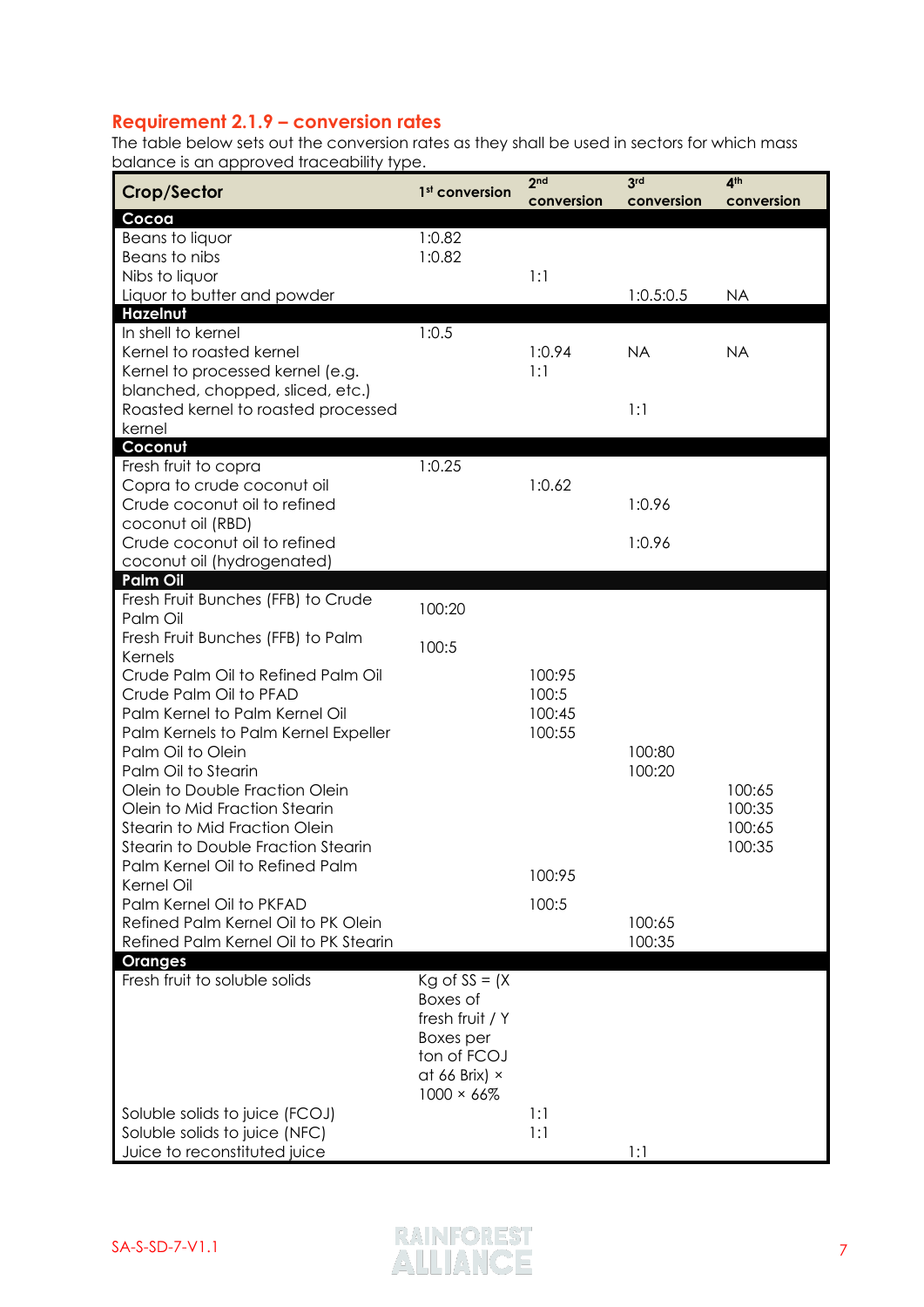### Requirement 2.1.9 – conversion rates

The table below sets out the conversion rates as they shall be used in sectors for which mass balance is an approved traceability type.

| Crop/Sector | 1st conversion | 2nd conversion | 3rd conversion | 4th conversion |
|---|---|---|---|---|
| **Cocoa** | | | | |
| Beans to liquor | 1:0.82 | | | |
| Beans to nibs | 1:0.82 | | | |
| Nibs to liquor | | 1:1 | | |
| Liquor to butter and powder | | | 1:0.5:0.5 | NA |
| **Hazelnut** | | | | |
| In shell to kernel | 1:0.5 | | | |
| Kernel to roasted kernel | | 1:0.94 | NA | NA |
| Kernel to processed kernel (e.g. blanched, chopped, sliced, etc.) | | 1:1 | | |
| Roasted kernel to roasted processed kernel | | | 1:1 | |
| **Coconut** | | | | |
| Fresh fruit to copra | 1:0.25 | | | |
| Copra to crude coconut oil | | 1:0.62 | | |
| Crude coconut oil to refined coconut oil (RBD) | | | 1:0.96 | |
| Crude coconut oil to refined coconut oil (hydrogenated) | | | 1:0.96 | |
| **Palm Oil** | | | | |
| Fresh Fruit Bunches (FFB) to Crude Palm Oil | 100:20 | | | |
| Fresh Fruit Bunches (FFB) to Palm Kernels | 100:5 | | | |
| Crude Palm Oil to Refined Palm Oil | | 100:95 | | |
| Crude Palm Oil to PFAD | | 100:5 | | |
| Palm Kernel to Palm Kernel Oil | | 100:45 | | |
| Palm Kernels to Palm Kernel Expeller | | 100:55 | | |
| Palm Oil to Olein | | | 100:80 | |
| Palm Oil to Stearin | | | 100:20 | |
| Olein to Double Fraction Olein | | | | 100:65 |
| Olein to Mid Fraction Stearin | | | | 100:35 |
| Stearin to Mid Fraction Olein | | | | 100:65 |
| Stearin to Double Fraction Stearin | | | | 100:35 |
| Palm Kernel Oil to Refined Palm Kernel Oil | | 100:95 | | |
| Palm Kernel Oil to PKFAD | | 100:5 | | |
| Refined Palm Kernel Oil to PK Olein | | | 100:65 | |
| Refined Palm Kernel Oil to PK Stearin | | | 100:35 | |
| **Oranges** | | | | |
| Fresh fruit to soluble solids | Kg of SS = (X Boxes of fresh fruit / Y Boxes per ton of FCOJ at 66 Brix) × 1000 × 66% | | | |
| Soluble solids to juice (FCOJ) | | 1:1 | | |
| Soluble solids to juice (NFC) | | 1:1 | | |
| Juice to reconstituted juice | | | 1:1 | |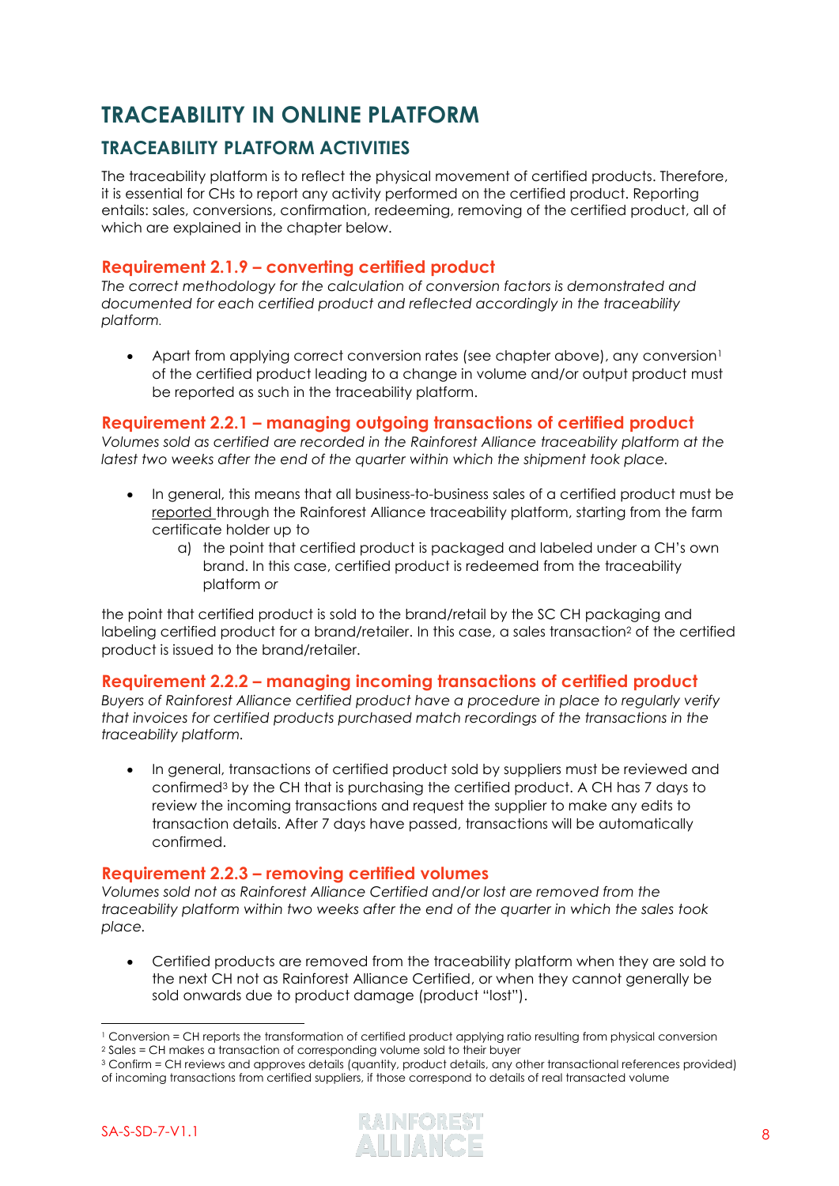# TRACEABILITY IN ONLINE PLATFORM

## TRACEABILITY PLATFORM ACTIVITIES

The traceability platform is to reflect the physical movement of certified products. Therefore, it is essential for CHs to report any activity performed on the certified product. Reporting entails: sales, conversions, confirmation, redeeming, removing of the certified product, all of which are explained in the chapter below.

### Requirement 2.1.9 – converting certified product

*The correct methodology for the calculation of conversion factors is demonstrated and documented for each certified product and reflected accordingly in the traceability platform.*

- Apart from applying correct conversion rates (see chapter above), any conversion[1] of the certified product leading to a change in volume and/or output product must be reported as such in the traceability platform.

### Requirement 2.2.1 – managing outgoing transactions of certified product

*Volumes sold as certified are recorded in the Rainforest Alliance traceability platform at the latest two weeks after the end of the quarter within which the shipment took place.*

- In general, this means that all business-to-business sales of a certified product must be reported through the Rainforest Alliance traceability platform, starting from the farm certificate holder up to
    a) the point that certified product is packaged and labeled under a CH's own brand. In this case, certified product is redeemed from the traceability platform *or*

the point that certified product is sold to the brand/retail by the SC CH packaging and labeling certified product for a brand/retailer. In this case, a sales transaction[2] of the certified product is issued to the brand/retailer.

### Requirement 2.2.2 – managing incoming transactions of certified product

*Buyers of Rainforest Alliance certified product have a procedure in place to regularly verify that invoices for certified products purchased match recordings of the transactions in the traceability platform.*

- In general, transactions of certified product sold by suppliers must be reviewed and confirmed[3] by the CH that is purchasing the certified product. A CH has 7 days to review the incoming transactions and request the supplier to make any edits to transaction details. After 7 days have passed, transactions will be automatically confirmed.

### Requirement 2.2.3 – removing certified volumes

*Volumes sold not as Rainforest Alliance Certified and/or lost are removed from the traceability platform within two weeks after the end of the quarter in which the sales took place.*

- Certified products are removed from the traceability platform when they are sold to the next CH not as Rainforest Alliance Certified, or when they cannot generally be sold onwards due to product damage (product "lost").

---

[1] Conversion = CH reports the transformation of certified product applying ratio resulting from physical conversion

[2] Sales = CH makes a transaction of corresponding volume sold to their buyer

[3] Confirm = CH reviews and approves details (quantity, product details, any other transactional references provided) of incoming transactions from certified suppliers, if those correspond to details of real transacted volume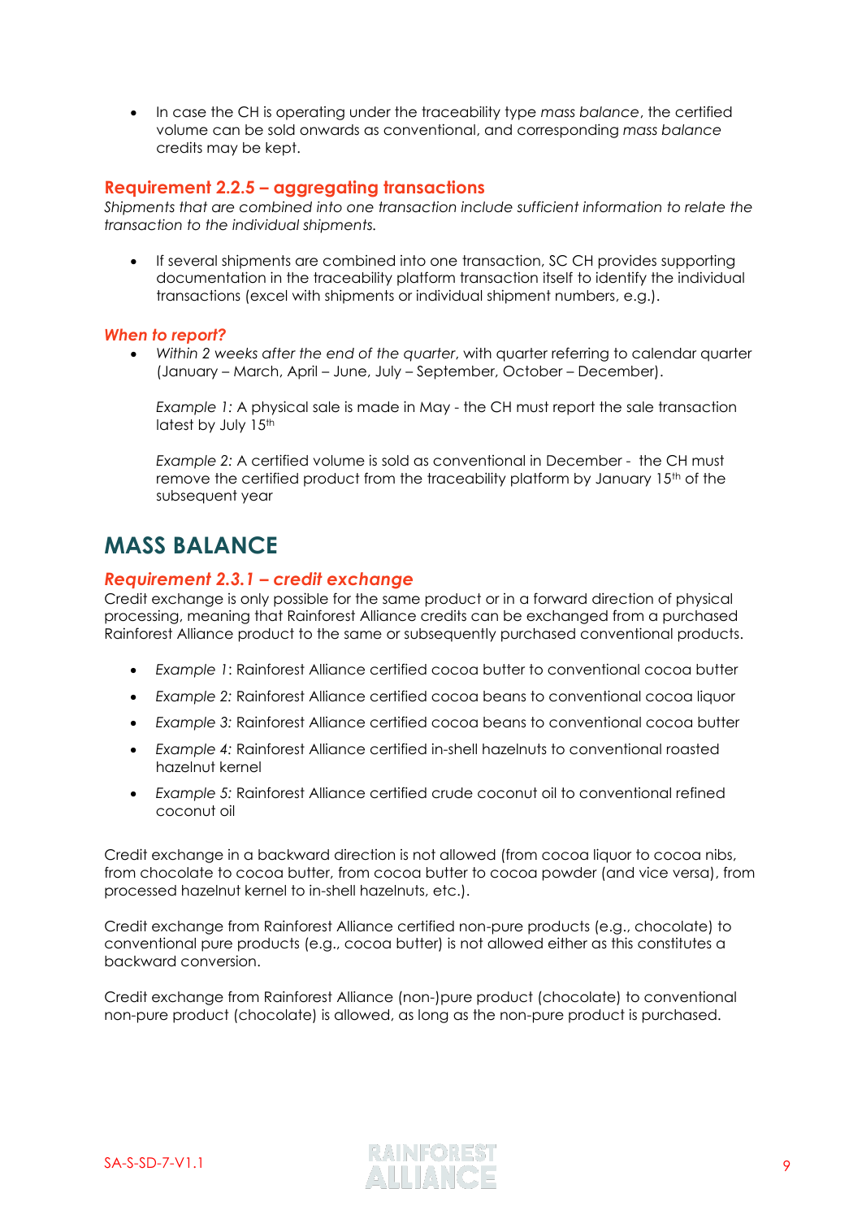- In case the CH is operating under the traceability type *mass balance*, the certified volume can be sold onwards as conventional, and corresponding *mass balance* credits may be kept.

### Requirement 2.2.5 – aggregating transactions

*Shipments that are combined into one transaction include sufficient information to relate the transaction to the individual shipments.*

- If several shipments are combined into one transaction, SC CH provides supporting documentation in the traceability platform transaction itself to identify the individual transactions (excel with shipments or individual shipment numbers, e.g.).

#### *When to report?*

- *Within 2 weeks after the end of the quarter*, with quarter referring to calendar quarter (January – March, April – June, July – September, October – December).

  *Example 1:* A physical sale is made in May - the CH must report the sale transaction latest by July 15th

  *Example 2:* A certified volume is sold as conventional in December - the CH must remove the certified product from the traceability platform by January 15th of the subsequent year

## MASS BALANCE

### *Requirement 2.3.1 – credit exchange*

Credit exchange is only possible for the same product or in a forward direction of physical processing, meaning that Rainforest Alliance credits can be exchanged from a purchased Rainforest Alliance product to the same or subsequently purchased conventional products.

- *Example 1*: Rainforest Alliance certified cocoa butter to conventional cocoa butter
- *Example 2:* Rainforest Alliance certified cocoa beans to conventional cocoa liquor
- *Example 3:* Rainforest Alliance certified cocoa beans to conventional cocoa butter
- *Example 4:* Rainforest Alliance certified in-shell hazelnuts to conventional roasted hazelnut kernel
- *Example 5:* Rainforest Alliance certified crude coconut oil to conventional refined coconut oil

Credit exchange in a backward direction is not allowed (from cocoa liquor to cocoa nibs, from chocolate to cocoa butter, from cocoa butter to cocoa powder (and vice versa), from processed hazelnut kernel to in-shell hazelnuts, etc.).

Credit exchange from Rainforest Alliance certified non-pure products (e.g., chocolate) to conventional pure products (e.g., cocoa butter) is not allowed either as this constitutes a backward conversion.

Credit exchange from Rainforest Alliance (non-)pure product (chocolate) to conventional non-pure product (chocolate) is allowed, as long as the non-pure product is purchased.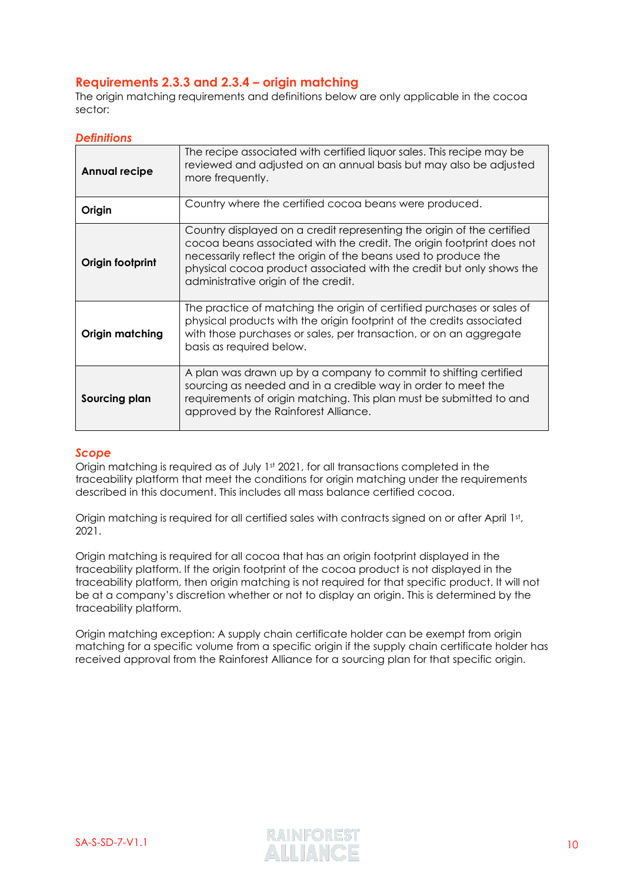## Requirements 2.3.3 and 2.3.4 – origin matching

The origin matching requirements and definitions below are only applicable in the cocoa sector:

### *Definitions*

| | |
|---|---|
| **Annual recipe** | The recipe associated with certified liquor sales. This recipe may be reviewed and adjusted on an annual basis but may also be adjusted more frequently. |
| **Origin** | Country where the certified cocoa beans were produced. |
| **Origin footprint** | Country displayed on a credit representing the origin of the certified cocoa beans associated with the credit. The origin footprint does not necessarily reflect the origin of the beans used to produce the physical cocoa product associated with the credit but only shows the administrative origin of the credit. |
| **Origin matching** | The practice of matching the origin of certified purchases or sales of physical products with the origin footprint of the credits associated with those purchases or sales, per transaction, or on an aggregate basis as required below. |
| **Sourcing plan** | A plan was drawn up by a company to commit to shifting certified sourcing as needed and in a credible way in order to meet the requirements of origin matching. This plan must be submitted to and approved by the Rainforest Alliance. |

### *Scope*

Origin matching is required as of July 1st 2021, for all transactions completed in the traceability platform that meet the conditions for origin matching under the requirements described in this document. This includes all mass balance certified cocoa.

Origin matching is required for all certified sales with contracts signed on or after April 1st, 2021.

Origin matching is required for all cocoa that has an origin footprint displayed in the traceability platform. If the origin footprint of the cocoa product is not displayed in the traceability platform, then origin matching is not required for that specific product. It will not be at a company's discretion whether or not to display an origin. This is determined by the traceability platform.

Origin matching exception: A supply chain certificate holder can be exempt from origin matching for a specific volume from a specific origin if the supply chain certificate holder has received approval from the Rainforest Alliance for a sourcing plan for that specific origin.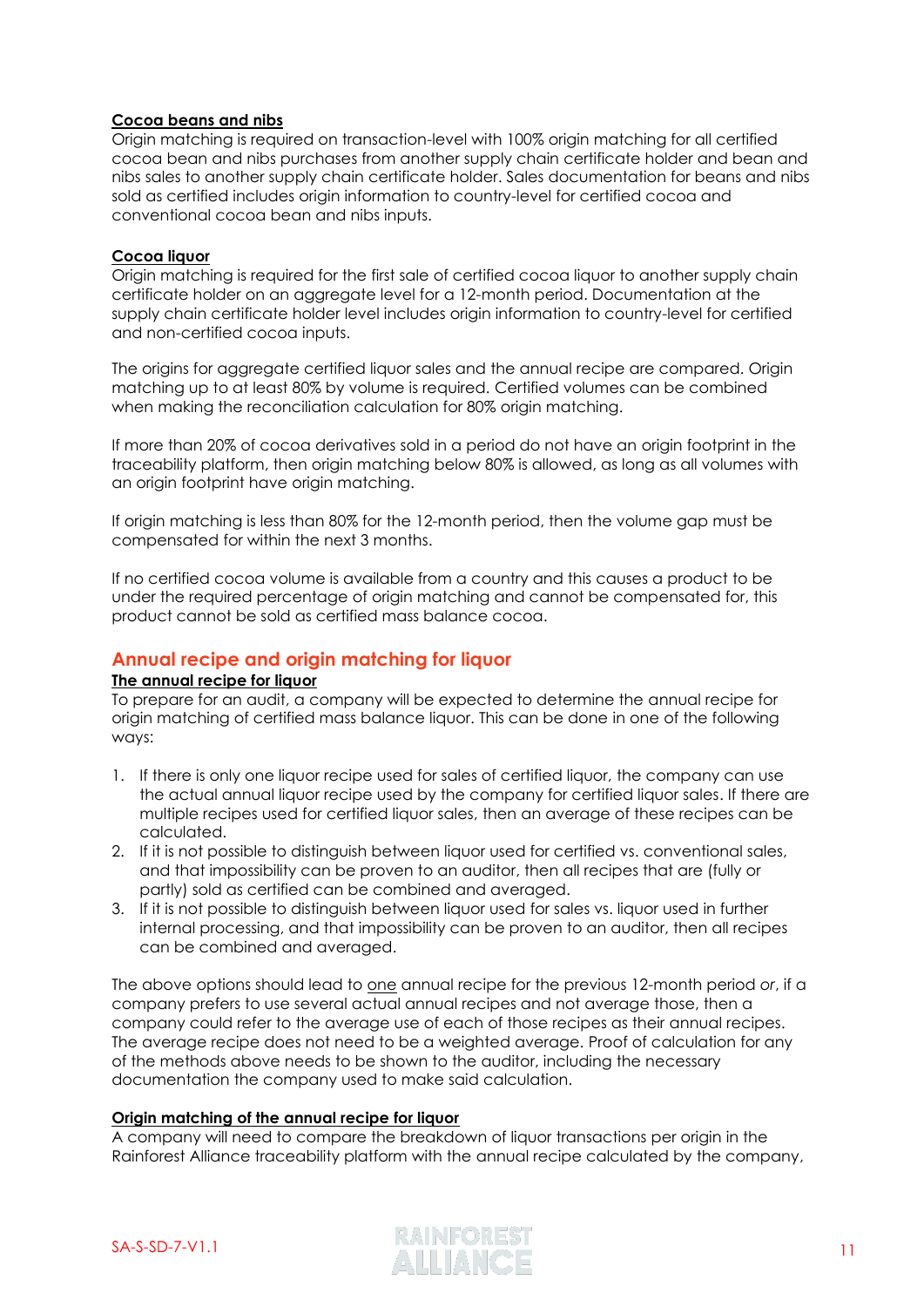**Cocoa beans and nibs**

Origin matching is required on transaction-level with 100% origin matching for all certified cocoa bean and nibs purchases from another supply chain certificate holder and bean and nibs sales to another supply chain certificate holder. Sales documentation for beans and nibs sold as certified includes origin information to country-level for certified cocoa and conventional cocoa bean and nibs inputs.

**Cocoa liquor**

Origin matching is required for the first sale of certified cocoa liquor to another supply chain certificate holder on an aggregate level for a 12-month period. Documentation at the supply chain certificate holder level includes origin information to country-level for certified and non-certified cocoa inputs.

The origins for aggregate certified liquor sales and the annual recipe are compared. Origin matching up to at least 80% by volume is required. Certified volumes can be combined when making the reconciliation calculation for 80% origin matching.

If more than 20% of cocoa derivatives sold in a period do not have an origin footprint in the traceability platform, then origin matching below 80% is allowed, as long as all volumes with an origin footprint have origin matching.

If origin matching is less than 80% for the 12-month period, then the volume gap must be compensated for within the next 3 months.

If no certified cocoa volume is available from a country and this causes a product to be under the required percentage of origin matching and cannot be compensated for, this product cannot be sold as certified mass balance cocoa.

## Annual recipe and origin matching for liquor

**The annual recipe for liquor**

To prepare for an audit, a company will be expected to determine the annual recipe for origin matching of certified mass balance liquor. This can be done in one of the following ways:

1. If there is only one liquor recipe used for sales of certified liquor, the company can use the actual annual liquor recipe used by the company for certified liquor sales. If there are multiple recipes used for certified liquor sales, then an average of these recipes can be calculated.
2. If it is not possible to distinguish between liquor used for certified vs. conventional sales, and that impossibility can be proven to an auditor, then all recipes that are (fully or partly) sold as certified can be combined and averaged.
3. If it is not possible to distinguish between liquor used for sales vs. liquor used in further internal processing, and that impossibility can be proven to an auditor, then all recipes can be combined and averaged.

The above options should lead to one annual recipe for the previous 12-month period or, if a company prefers to use several actual annual recipes and not average those, then a company could refer to the average use of each of those recipes as their annual recipes. The average recipe does not need to be a weighted average. Proof of calculation for any of the methods above needs to be shown to the auditor, including the necessary documentation the company used to make said calculation.

**Origin matching of the annual recipe for liquor**

A company will need to compare the breakdown of liquor transactions per origin in the Rainforest Alliance traceability platform with the annual recipe calculated by the company,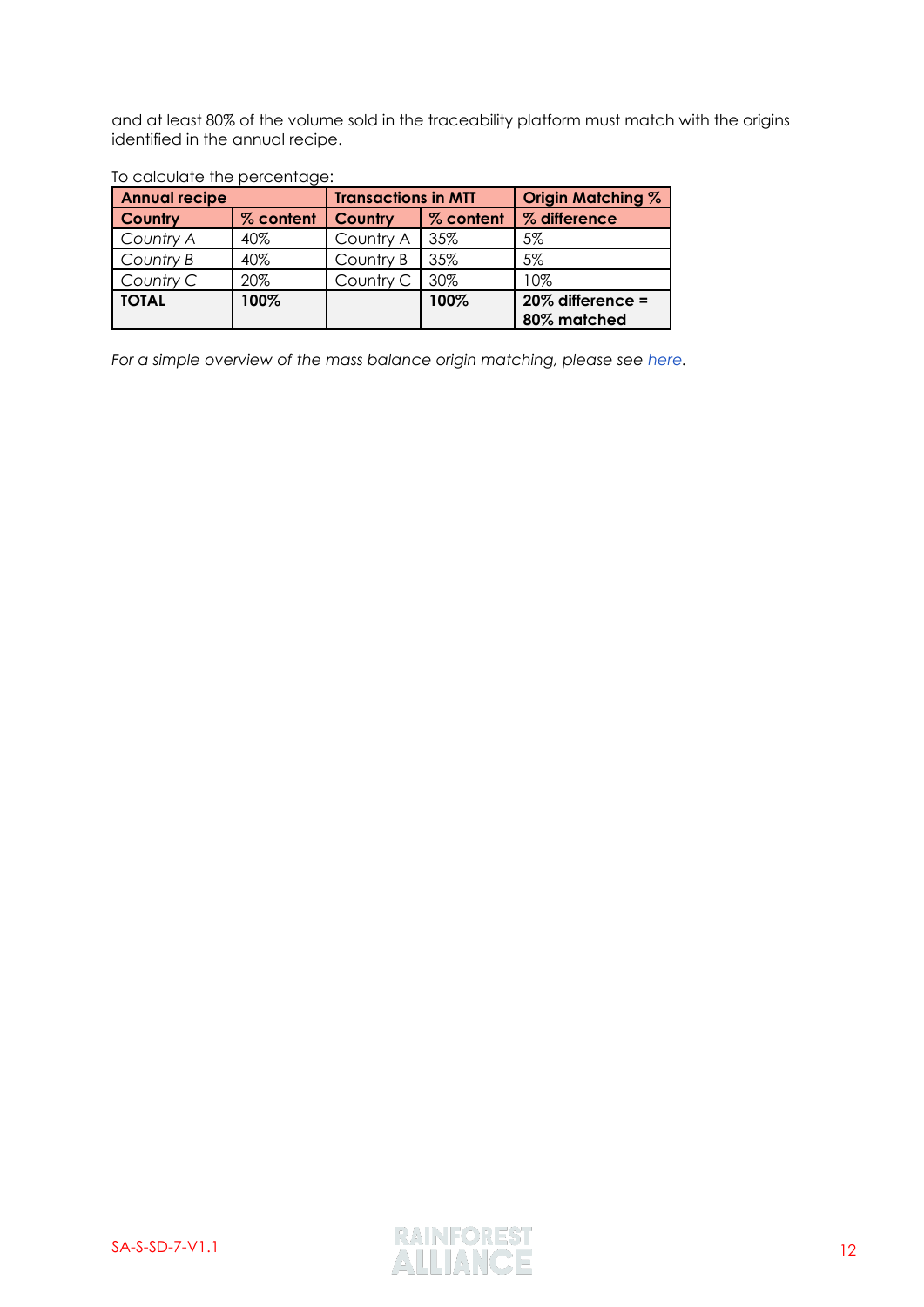and at least 80% of the volume sold in the traceability platform must match with the origins identified in the annual recipe.

To calculate the percentage:

| **Annual recipe** | | **Transactions in MTT** | | **Origin Matching %** |
|---|---|---|---|---|
| **Country** | **% content** | **Country** | **% content** | **% difference** |
| *Country A* | 40% | Country A | 35% | 5% |
| *Country B* | 40% | Country B | 35% | 5% |
| *Country C* | 20% | Country C | 30% | 10% |
| **TOTAL** | **100%** | | **100%** | **20% difference = 80% matched** |

*For a simple overview of the mass balance origin matching, please see here.*